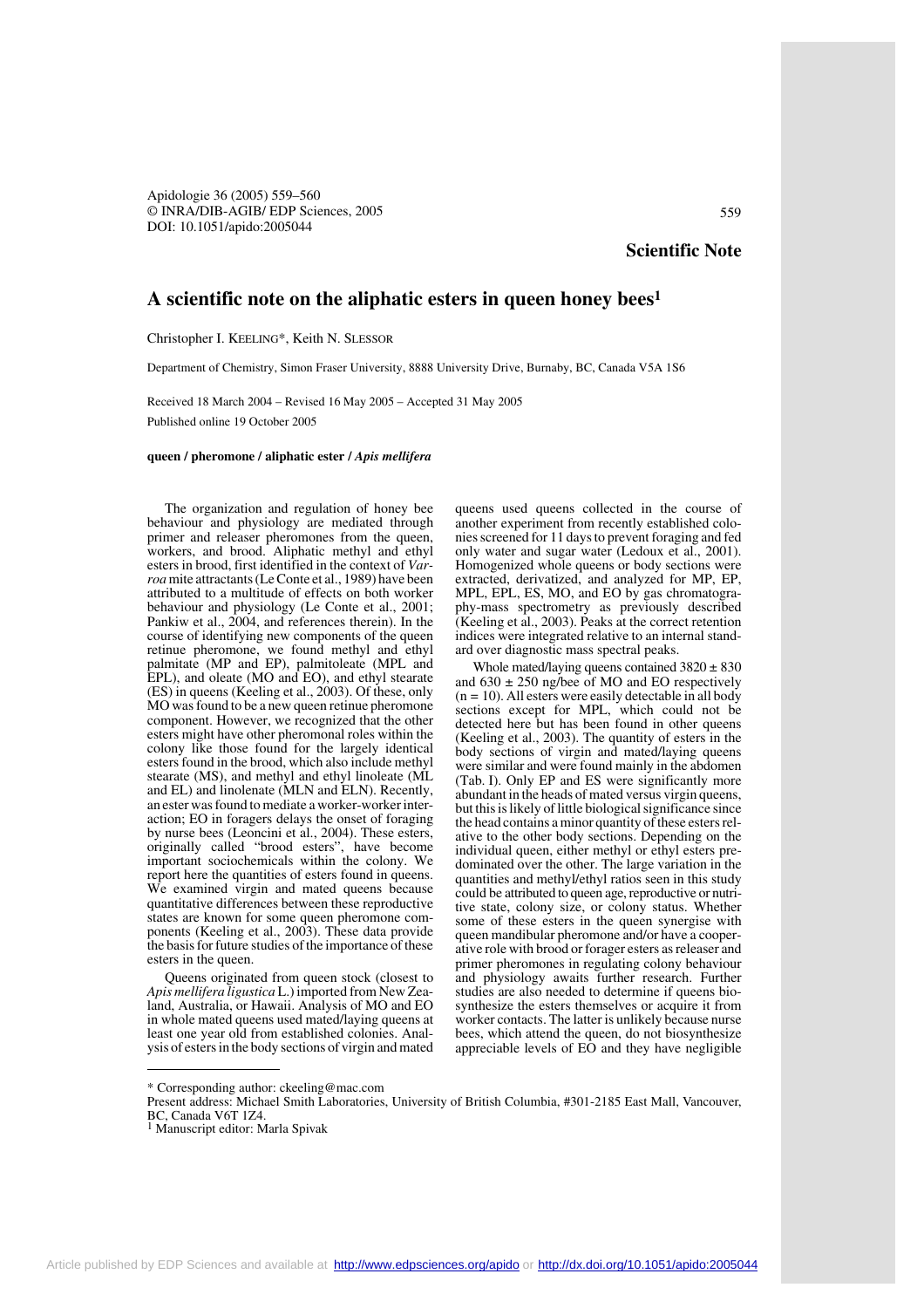Apidologie 36 (2005) 559–560
© INRA/DIB-AGIB/ EDP Sciences, 2005
DOI: 10.1051/apido:2005044

**Scientific Note**

# A scientific note on the aliphatic esters in queen honey bees[1]

Christopher I. KEELING*, Keith N. SLESSOR

Department of Chemistry, Simon Fraser University, 8888 University Drive, Burnaby, BC, Canada V5A 1S6

Received 18 March 2004 – Revised 16 May 2005 – Accepted 31 May 2005

Published online 19 October 2005

**queen / pheromone / aliphatic ester /** ***Apis mellifera***

The organization and regulation of honey bee behaviour and physiology are mediated through primer and releaser pheromones from the queen, workers, and brood. Aliphatic methyl and ethyl esters in brood, first identified in the context of *Varroa* mite attractants (Le Conte et al., 1989) have been attributed to a multitude of effects on both worker behaviour and physiology (Le Conte et al., 2001; Pankiw et al., 2004, and references therein). In the course of identifying new components of the queen retinue pheromone, we found methyl and ethyl palmitate (MP and EP), palmitoleate (MPL and EPL), and oleate (MO and EO), and ethyl stearate (ES) in queens (Keeling et al., 2003). Of these, only MO was found to be a new queen retinue pheromone component. However, we recognized that the other esters might have other pheromonal roles within the colony like those found for the largely identical esters found in the brood, which also include methyl stearate (MS), and methyl and ethyl linoleate (ML and EL) and linolenate (MLN and ELN). Recently, an ester was found to mediate a worker-worker interaction; EO in foragers delays the onset of foraging by nurse bees (Leoncini et al., 2004). These esters, originally called "brood esters", have become important sociochemicals within the colony. We report here the quantities of esters found in queens. We examined virgin and mated queens because quantitative differences between these reproductive states are known for some queen pheromone components (Keeling et al., 2003). These data provide the basis for future studies of the importance of these esters in the queen.

Queens originated from queen stock (closest to *Apis mellifera ligustica* L.) imported from New Zealand, Australia, or Hawaii. Analysis of MO and EO in whole mated queens used mated/laying queens at least one year old from established colonies. Analysis of esters in the body sections of virgin and mated queens used queens collected in the course of another experiment from recently established colonies screened for 11 days to prevent foraging and fed only water and sugar water (Ledoux et al., 2001). Homogenized whole queens or body sections were extracted, derivatized, and analyzed for MP, EP, MPL, EPL, ES, MO, and EO by gas chromatography-mass spectrometry as previously described (Keeling et al., 2003). Peaks at the correct retention indices were integrated relative to an internal standard over diagnostic mass spectral peaks.

Whole mated/laying queens contained $3820 \pm 830$ and $630 \pm 250$ ng/bee of MO and EO respectively ($n = 10$). All esters were easily detectable in all body sections except for MPL, which could not be detected here but has been found in other queens (Keeling et al., 2003). The quantity of esters in the body sections of virgin and mated/laying queens were similar and were found mainly in the abdomen (Tab. I). Only EP and ES were significantly more abundant in the heads of mated versus virgin queens, but this is likely of little biological significance since the head contains a minor quantity of these esters relative to the other body sections. Depending on the individual queen, either methyl or ethyl esters predominated over the other. The large variation in the quantities and methyl/ethyl ratios seen in this study could be attributed to queen age, reproductive or nutritive state, colony size, or colony status. Whether some of these esters in the queen synergise with queen mandibular pheromone and/or have a cooperative role with brood or forager esters as releaser and primer pheromones in regulating colony behaviour and physiology awaits further research. Further studies are also needed to determine if queens biosynthesize the esters themselves or acquire it from worker contacts. The latter is unlikely because nurse bees, which attend the queen, do not biosynthesize appreciable levels of EO and they have negligible

\* Corresponding author: ckeeling@mac.com

Present address: Michael Smith Laboratories, University of British Columbia, #301-2185 East Mall, Vancouver, BC, Canada V6T 1Z4.

[1] Manuscript editor: Marla Spivak

Article published by EDP Sciences and available at http://www.edpsciences.org/apido or http://dx.doi.org/10.1051/apido:2005044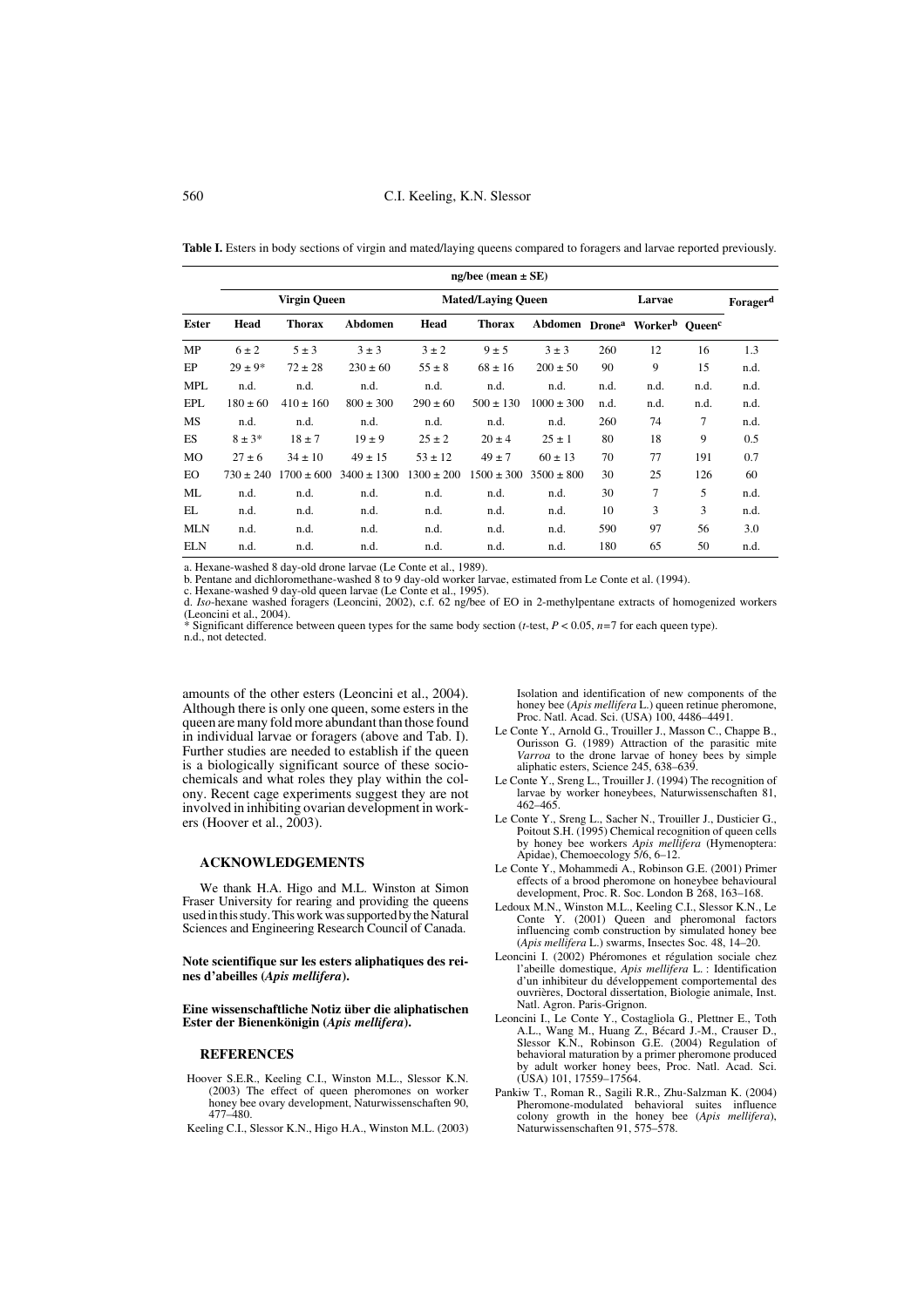**Table I.** Esters in body sections of virgin and mated/laying queens compared to foragers and larvae reported previously.

| | ng/bee (mean ± SE) | | | | | | | | | |
|---|---|---|---|---|---|---|---|---|---|---|
| | Virgin Queen | | | Mated/Laying Queen | | | Larvae | | | Forager[d] |
| Ester | Head | Thorax | Abdomen | Head | Thorax | Abdomen | Drone[a] | Worker[b] | Queen[c] | |
| MP | 6 ± 2 | 5 ± 3 | 3 ± 3 | 3 ± 2 | 9 ± 5 | 3 ± 3 | 260 | 12 | 16 | 1.3 |
| EP | 29 ± 9* | 72 ± 28 | 230 ± 60 | 55 ± 8 | 68 ± 16 | 200 ± 50 | 90 | 9 | 15 | n.d. |
| MPL | n.d. | n.d. | n.d. | n.d. | n.d. | n.d. | n.d. | n.d. | n.d. | n.d. |
| EPL | 180 ± 60 | 410 ± 160 | 800 ± 300 | 290 ± 60 | 500 ± 130 | 1000 ± 300 | n.d. | n.d. | n.d. | n.d. |
| MS | n.d. | n.d. | n.d. | n.d. | n.d. | n.d. | 260 | 74 | 7 | n.d. |
| ES | 8 ± 3* | 18 ± 7 | 19 ± 9 | 25 ± 2 | 20 ± 4 | 25 ± 1 | 80 | 18 | 9 | 0.5 |
| MO | 27 ± 6 | 34 ± 10 | 49 ± 15 | 53 ± 12 | 49 ± 7 | 60 ± 13 | 70 | 77 | 191 | 0.7 |
| EO | 730 ± 240 | 1700 ± 600 | 3400 ± 1300 | 1300 ± 200 | 1500 ± 300 | 3500 ± 800 | 30 | 25 | 126 | 60 |
| ML | n.d. | n.d. | n.d. | n.d. | n.d. | n.d. | 30 | 7 | 5 | n.d. |
| EL | n.d. | n.d. | n.d. | n.d. | n.d. | n.d. | 10 | 3 | 3 | n.d. |
| MLN | n.d. | n.d. | n.d. | n.d. | n.d. | n.d. | 590 | 97 | 56 | 3.0 |
| ELN | n.d. | n.d. | n.d. | n.d. | n.d. | n.d. | 180 | 65 | 50 | n.d. |

a. Hexane-washed 8 day-old drone larvae (Le Conte et al., 1989).
b. Pentane and dichloromethane-washed 8 to 9 day-old worker larvae, estimated from Le Conte et al. (1994).
c. Hexane-washed 9 day-old queen larvae (Le Conte et al., 1995).
d. *Iso*-hexane washed foragers (Leoncini, 2002), c.f. 62 ng/bee of EO in 2-methylpentane extracts of homogenized workers (Leoncini et al., 2004).
\* Significant difference between queen types for the same body section (*t*-test, $P < 0.05$, $n$=7 for each queen type).
n.d., not detected.

amounts of the other esters (Leoncini et al., 2004). Although there is only one queen, some esters in the queen are many fold more abundant than those found in individual larvae or foragers (above and Tab. I). Further studies are needed to establish if the queen is a biologically significant source of these sociochemicals and what roles they play within the colony. Recent cage experiments suggest they are not involved in inhibiting ovarian development in workers (Hoover et al., 2003).

## ACKNOWLEDGEMENTS

We thank H.A. Higo and M.L. Winston at Simon Fraser University for rearing and providing the queens used in this study. This work was supported by the Natural Sciences and Engineering Research Council of Canada.

**Note scientifique sur les esters aliphatiques des reines d'abeilles (*Apis mellifera*).**

**Eine wissenschaftliche Notiz über die aliphatischen Ester der Bienenkönigin (*Apis mellifera*).**

## REFERENCES

Hoover S.E.R., Keeling C.I., Winston M.L., Slessor K.N. (2003) The effect of queen pheromones on worker honey bee ovary development, Naturwissenschaften 90, 477–480.

Keeling C.I., Slessor K.N., Higo H.A., Winston M.L. (2003) Isolation and identification of new components of the honey bee (*Apis mellifera* L.) queen retinue pheromone, Proc. Natl. Acad. Sci. (USA) 100, 4486–4491.

Le Conte Y., Arnold G., Trouiller J., Masson C., Chappe B., Ourisson G. (1989) Attraction of the parasitic mite *Varroa* to the drone larvae of honey bees by simple aliphatic esters, Science 245, 638–639.

Le Conte Y., Sreng L., Trouiller J. (1994) The recognition of larvae by worker honeybees, Naturwissenschaften 81, 462–465.

Le Conte Y., Sreng L., Sacher N., Trouiller J., Dusticier G., Poitout S.H. (1995) Chemical recognition of queen cells by honey bee workers *Apis mellifera* (Hymenoptera: Apidae), Chemoecology 5/6, 6–12.

Le Conte Y., Mohammedi A., Robinson G.E. (2001) Primer effects of a brood pheromone on honeybee behavioural development, Proc. R. Soc. London B 268, 163–168.

Ledoux M.N., Winston M.L., Keeling C.I., Slessor K.N., Le Conte Y. (2001) Queen and pheromonal factors influencing comb construction by simulated honey bee (*Apis mellifera* L.) swarms, Insectes Soc. 48, 14–20.

Leoncini I. (2002) Phéromones et régulation sociale chez l'abeille domestique, *Apis mellifera* L. : Identification d'un inhibiteur du développement comportemental des ouvrières, Doctoral dissertation, Biologie animale, Inst. Natl. Agron. Paris-Grignon.

Leoncini I., Le Conte Y., Costagliola G., Plettner E., Toth A.L., Wang M., Huang Z., Bécard J.-M., Crauser D., Slessor K.N., Robinson G.E. (2004) Regulation of behavioral maturation by a primer pheromone produced by adult worker honey bees, Proc. Natl. Acad. Sci. (USA) 101, 17559–17564.

Pankiw T., Roman R., Sagili R.R., Zhu-Salzman K. (2004) Pheromone-modulated behavioral suites influence colony growth in the honey bee (*Apis mellifera*), Naturwissenschaften 91, 575–578.